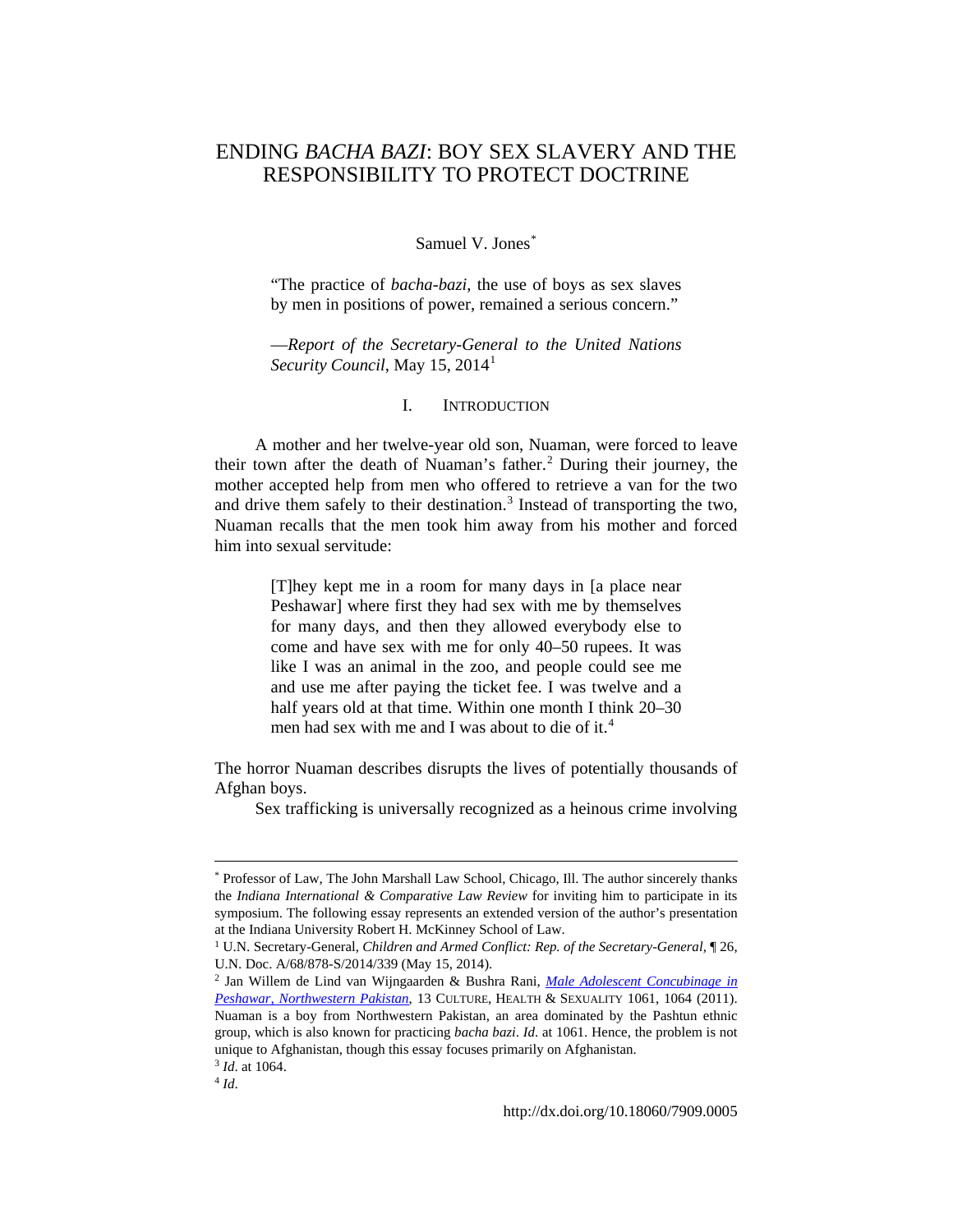# ENDING *BACHA BAZI*: BOY SEX SLAVERY AND THE RESPONSIBILITY TO PROTECT DOCTRINE

Samuel V. Jones[*]

> "The practice of *bacha-bazi*, the use of boys as sex slaves by men in positions of power, remained a serious concern."
>
> —*Report of the Secretary-General to the United Nations Security Council*, May 15, 2014[1]

## I. INTRODUCTION

A mother and her twelve-year old son, Nuaman, were forced to leave their town after the death of Nuaman's father.[2] During their journey, the mother accepted help from men who offered to retrieve a van for the two and drive them safely to their destination.[3] Instead of transporting the two, Nuaman recalls that the men took him away from his mother and forced him into sexual servitude:

> [T]hey kept me in a room for many days in [a place near Peshawar] where first they had sex with me by themselves for many days, and then they allowed everybody else to come and have sex with me for only 40–50 rupees. It was like I was an animal in the zoo, and people could see me and use me after paying the ticket fee. I was twelve and a half years old at that time. Within one month I think 20–30 men had sex with me and I was about to die of it.[4]

The horror Nuaman describes disrupts the lives of potentially thousands of Afghan boys.

Sex trafficking is universally recognized as a heinous crime involving

---

[*] Professor of Law, The John Marshall Law School, Chicago, Ill. The author sincerely thanks the *Indiana International & Comparative Law Review* for inviting him to participate in its symposium. The following essay represents an extended version of the author's presentation at the Indiana University Robert H. McKinney School of Law.

[1] U.N. Secretary-General, *Children and Armed Conflict: Rep. of the Secretary-General*, ¶ 26, U.N. Doc. A/68/878-S/2014/339 (May 15, 2014).

[2] Jan Willem de Lind van Wijngaarden & Bushra Rani, *Male Adolescent Concubinage in Peshawar, Northwestern Pakistan*, 13 CULTURE, HEALTH & SEXUALITY 1061, 1064 (2011). Nuaman is a boy from Northwestern Pakistan, an area dominated by the Pashtun ethnic group, which is also known for practicing *bacha bazi*. *Id*. at 1061. Hence, the problem is not unique to Afghanistan, though this essay focuses primarily on Afghanistan.

[3] *Id*. at 1064.

[4] *Id*.

http://dx.doi.org/10.18060/7909.0005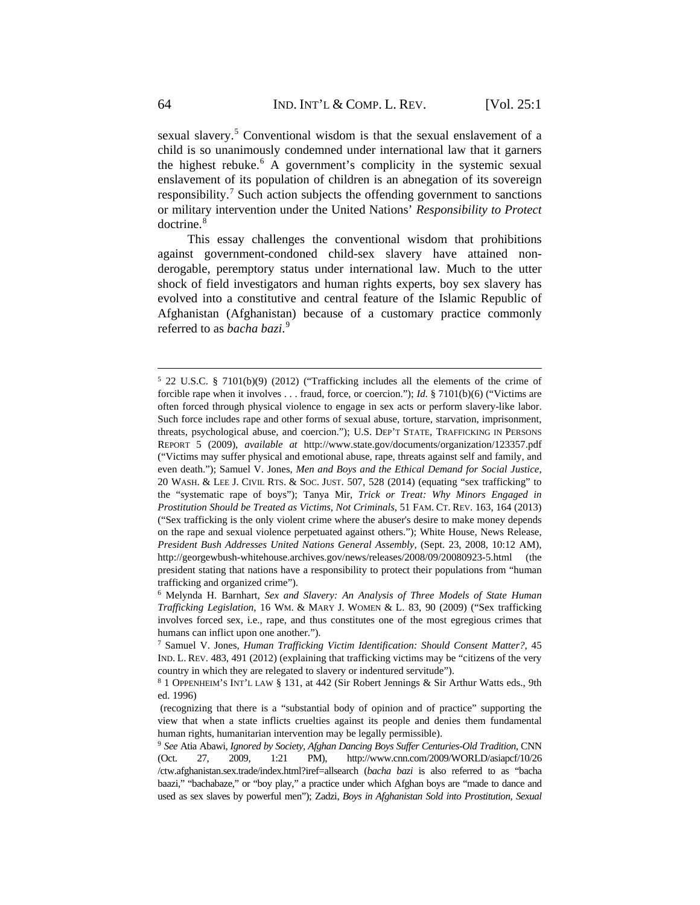sexual slavery.[5] Conventional wisdom is that the sexual enslavement of a child is so unanimously condemned under international law that it garners the highest rebuke.[6] A government's complicity in the systemic sexual enslavement of its population of children is an abnegation of its sovereign responsibility.[7] Such action subjects the offending government to sanctions or military intervention under the United Nations' *Responsibility to Protect* doctrine.[8]

This essay challenges the conventional wisdom that prohibitions against government-condoned child-sex slavery have attained non-derogable, peremptory status under international law. Much to the utter shock of field investigators and human rights experts, boy sex slavery has evolved into a constitutive and central feature of the Islamic Republic of Afghanistan (Afghanistan) because of a customary practice commonly referred to as *bacha bazi*.[9]

---

[5] 22 U.S.C. § 7101(b)(9) (2012) ("Trafficking includes all the elements of the crime of forcible rape when it involves . . . fraud, force, or coercion."); *Id.* § 7101(b)(6) ("Victims are often forced through physical violence to engage in sex acts or perform slavery-like labor. Such force includes rape and other forms of sexual abuse, torture, starvation, imprisonment, threats, psychological abuse, and coercion."); U.S. DEP'T STATE, TRAFFICKING IN PERSONS REPORT 5 (2009), *available at* http://www.state.gov/documents/organization/123357.pdf ("Victims may suffer physical and emotional abuse, rape, threats against self and family, and even death."); Samuel V. Jones, *Men and Boys and the Ethical Demand for Social Justice*, 20 WASH. & LEE J. CIVIL RTS. & SOC. JUST. 507, 528 (2014) (equating "sex trafficking" to the "systematic rape of boys"); Tanya Mir, *Trick or Treat: Why Minors Engaged in Prostitution Should be Treated as Victims, Not Criminals*, 51 FAM. CT. REV. 163, 164 (2013) ("Sex trafficking is the only violent crime where the abuser's desire to make money depends on the rape and sexual violence perpetuated against others."); White House, News Release, *President Bush Addresses United Nations General Assembly*, (Sept. 23, 2008, 10:12 AM), http://georgewbush-whitehouse.archives.gov/news/releases/2008/09/20080923-5.html (the president stating that nations have a responsibility to protect their populations from "human trafficking and organized crime").

[6] Melynda H. Barnhart, *Sex and Slavery: An Analysis of Three Models of State Human Trafficking Legislation*, 16 WM. & MARY J. WOMEN & L. 83, 90 (2009) ("Sex trafficking involves forced sex, i.e., rape, and thus constitutes one of the most egregious crimes that humans can inflict upon one another.").

[7] Samuel V. Jones, *Human Trafficking Victim Identification: Should Consent Matter?*, 45 IND. L. REV. 483, 491 (2012) (explaining that trafficking victims may be "citizens of the very country in which they are relegated to slavery or indentured servitude").

[8] 1 OPPENHEIM'S INT'L LAW § 131, at 442 (Sir Robert Jennings & Sir Arthur Watts eds., 9th ed. 1996)

(recognizing that there is a "substantial body of opinion and of practice" supporting the view that when a state inflicts cruelties against its people and denies them fundamental human rights, humanitarian intervention may be legally permissible).

[9] *See* Atia Abawi, *Ignored by Society, Afghan Dancing Boys Suffer Centuries-Old Tradition*, CNN (Oct. 27, 2009, 1:21 PM), http://www.cnn.com/2009/WORLD/asiapcf/10/26 /ctw.afghanistan.sex.trade/index.html?iref=allsearch (*bacha bazi* is also referred to as "bacha baazi," "bachabaze," or "boy play," a practice under which Afghan boys are "made to dance and used as sex slaves by powerful men"); Zadzi, *Boys in Afghanistan Sold into Prostitution, Sexual*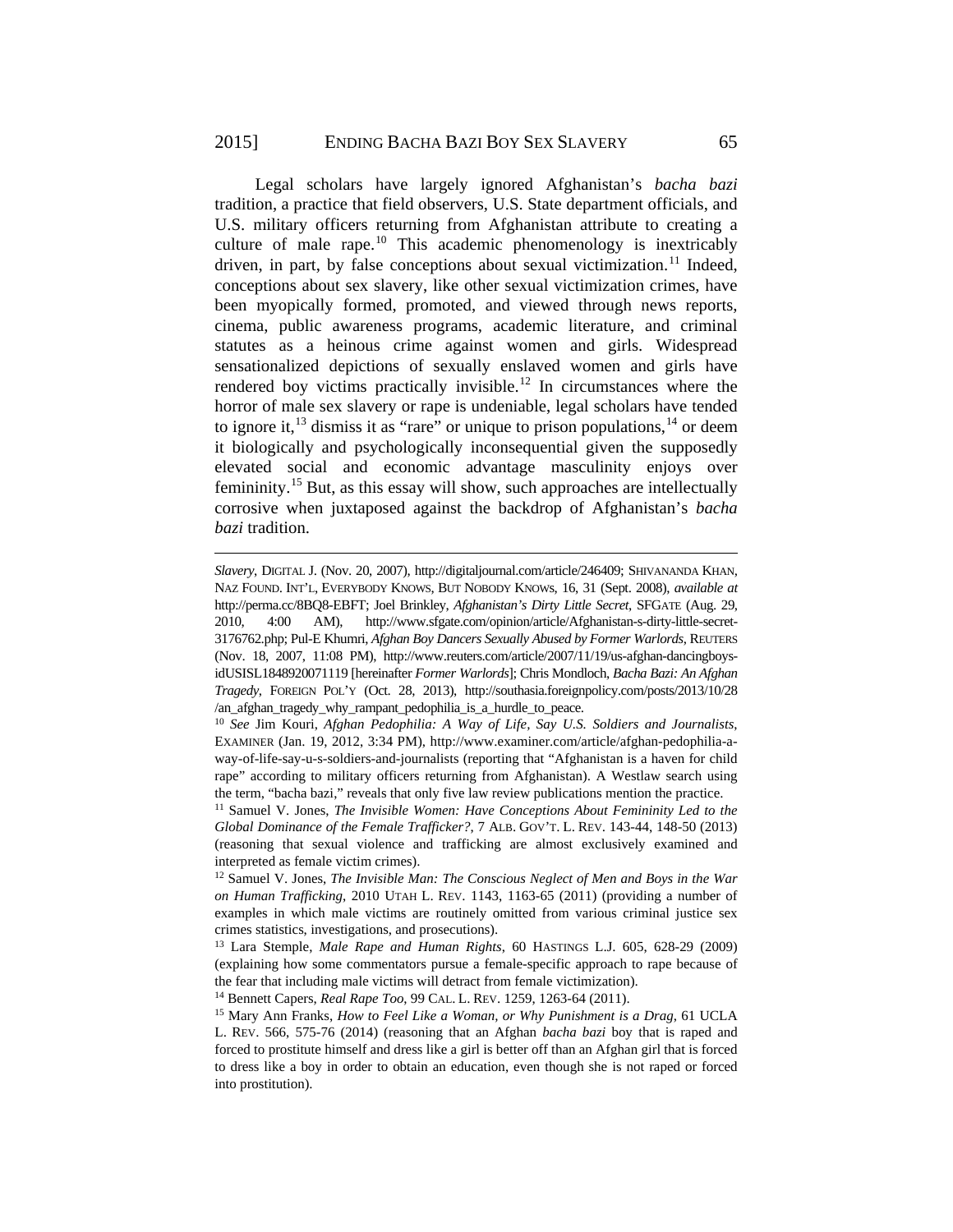Legal scholars have largely ignored Afghanistan's *bacha bazi* tradition, a practice that field observers, U.S. State department officials, and U.S. military officers returning from Afghanistan attribute to creating a culture of male rape.[10] This academic phenomenology is inextricably driven, in part, by false conceptions about sexual victimization.[11] Indeed, conceptions about sex slavery, like other sexual victimization crimes, have been myopically formed, promoted, and viewed through news reports, cinema, public awareness programs, academic literature, and criminal statutes as a heinous crime against women and girls. Widespread sensationalized depictions of sexually enslaved women and girls have rendered boy victims practically invisible.[12] In circumstances where the horror of male sex slavery or rape is undeniable, legal scholars have tended to ignore it,[13] dismiss it as "rare" or unique to prison populations,[14] or deem it biologically and psychologically inconsequential given the supposedly elevated social and economic advantage masculinity enjoys over femininity.[15] But, as this essay will show, such approaches are intellectually corrosive when juxtaposed against the backdrop of Afghanistan's *bacha bazi* tradition.

---

*Slavery*, DIGITAL J. (Nov. 20, 2007), http://digitaljournal.com/article/246409; SHIVANANDA KHAN, NAZ FOUND. INT'L, EVERYBODY KNOWS, BUT NOBODY KNOWS, 16, 31 (Sept. 2008), *available at* http://perma.cc/8BQ8-EBFT; Joel Brinkley, *Afghanistan's Dirty Little Secret*, SFGATE (Aug. 29, 2010, 4:00 AM), http://www.sfgate.com/opinion/article/Afghanistan-s-dirty-little-secret-3176762.php; Pul-E Khumri, *Afghan Boy Dancers Sexually Abused by Former Warlords*, REUTERS (Nov. 18, 2007, 11:08 PM), http://www.reuters.com/article/2007/11/19/us-afghan-dancingboys-idUSISL1848920071119 [hereinafter *Former Warlords*]; Chris Mondloch, *Bacha Bazi: An Afghan Tragedy*, FOREIGN POL'Y (Oct. 28, 2013), http://southasia.foreignpolicy.com/posts/2013/10/28/an_afghan_tragedy_why_rampant_pedophilia_is_a_hurdle_to_peace.

[10] *See* Jim Kouri, *Afghan Pedophilia: A Way of Life, Say U.S. Soldiers and Journalists*, EXAMINER (Jan. 19, 2012, 3:34 PM), http://www.examiner.com/article/afghan-pedophilia-a-way-of-life-say-u-s-soldiers-and-journalists (reporting that "Afghanistan is a haven for child rape" according to military officers returning from Afghanistan). A Westlaw search using the term, "bacha bazi," reveals that only five law review publications mention the practice.

[11] Samuel V. Jones, *The Invisible Women: Have Conceptions About Femininity Led to the Global Dominance of the Female Trafficker?*, 7 ALB. GOV'T. L. REV. 143-44, 148-50 (2013) (reasoning that sexual violence and trafficking are almost exclusively examined and interpreted as female victim crimes).

[12] Samuel V. Jones, *The Invisible Man: The Conscious Neglect of Men and Boys in the War on Human Trafficking*, 2010 UTAH L. REV. 1143, 1163-65 (2011) (providing a number of examples in which male victims are routinely omitted from various criminal justice sex crimes statistics, investigations, and prosecutions).

[13] Lara Stemple, *Male Rape and Human Rights*, 60 HASTINGS L.J. 605, 628-29 (2009) (explaining how some commentators pursue a female-specific approach to rape because of the fear that including male victims will detract from female victimization).

[14] Bennett Capers, *Real Rape Too*, 99 CAL. L. REV. 1259, 1263-64 (2011).

[15] Mary Ann Franks, *How to Feel Like a Woman, or Why Punishment is a Drag*, 61 UCLA L. REV. 566, 575-76 (2014) (reasoning that an Afghan *bacha bazi* boy that is raped and forced to prostitute himself and dress like a girl is better off than an Afghan girl that is forced to dress like a boy in order to obtain an education, even though she is not raped or forced into prostitution).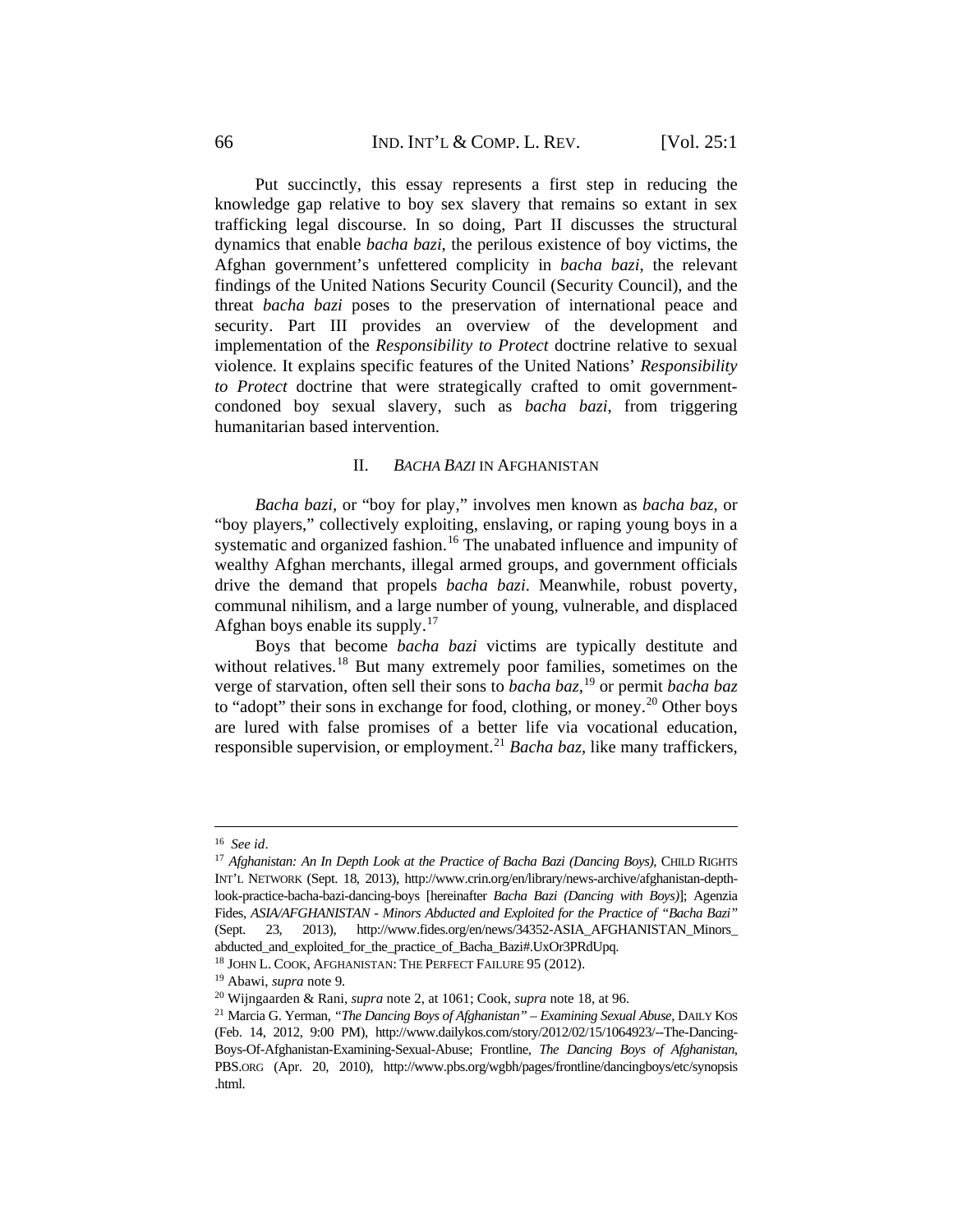Put succinctly, this essay represents a first step in reducing the knowledge gap relative to boy sex slavery that remains so extant in sex trafficking legal discourse. In so doing, Part II discusses the structural dynamics that enable *bacha bazi*, the perilous existence of boy victims, the Afghan government's unfettered complicity in *bacha bazi*, the relevant findings of the United Nations Security Council (Security Council), and the threat *bacha bazi* poses to the preservation of international peace and security. Part III provides an overview of the development and implementation of the *Responsibility to Protect* doctrine relative to sexual violence. It explains specific features of the United Nations' *Responsibility to Protect* doctrine that were strategically crafted to omit government-condoned boy sexual slavery, such as *bacha bazi*, from triggering humanitarian based intervention.

## II. *BACHA BAZI* IN AFGHANISTAN

*Bacha bazi*, or "boy for play," involves men known as *bacha baz*, or "boy players," collectively exploiting, enslaving, or raping young boys in a systematic and organized fashion.[16] The unabated influence and impunity of wealthy Afghan merchants, illegal armed groups, and government officials drive the demand that propels *bacha bazi*. Meanwhile, robust poverty, communal nihilism, and a large number of young, vulnerable, and displaced Afghan boys enable its supply.[17]

Boys that become *bacha bazi* victims are typically destitute and without relatives.[18] But many extremely poor families, sometimes on the verge of starvation, often sell their sons to *bacha baz*,[19] or permit *bacha baz* to "adopt" their sons in exchange for food, clothing, or money.[20] Other boys are lured with false promises of a better life via vocational education, responsible supervision, or employment.[21] *Bacha baz*, like many traffickers,

---

[16] *See id*.

[17] *Afghanistan: An In Depth Look at the Practice of Bacha Bazi (Dancing Boys)*, CHILD RIGHTS INT'L NETWORK (Sept. 18, 2013), http://www.crin.org/en/library/news-archive/afghanistan-depth-look-practice-bacha-bazi-dancing-boys [hereinafter *Bacha Bazi (Dancing with Boys)*]; Agenzia Fides, *ASIA/AFGHANISTAN - Minors Abducted and Exploited for the Practice of "Bacha Bazi"* (Sept. 23, 2013), http://www.fides.org/en/news/34352-ASIA_AFGHANISTAN_Minors_abducted_and_exploited_for_the_practice_of_Bacha_Bazi#.UxOr3PRdUpq.

[18] JOHN L. COOK, AFGHANISTAN: THE PERFECT FAILURE 95 (2012).

[19] Abawi, *supra* note 9.

[20] Wijngaarden & Rani, *supra* note 2, at 1061; Cook, *supra* note 18, at 96.

[21] Marcia G. Yerman, *"The Dancing Boys of Afghanistan" – Examining Sexual Abuse*, DAILY KOS (Feb. 14, 2012, 9:00 PM), http://www.dailykos.com/story/2012/02/15/1064923/--The-Dancing-Boys-Of-Afghanistan-Examining-Sexual-Abuse; Frontline, *The Dancing Boys of Afghanistan*, PBS.ORG (Apr. 20, 2010), http://www.pbs.org/wgbh/pages/frontline/dancingboys/etc/synopsis.html.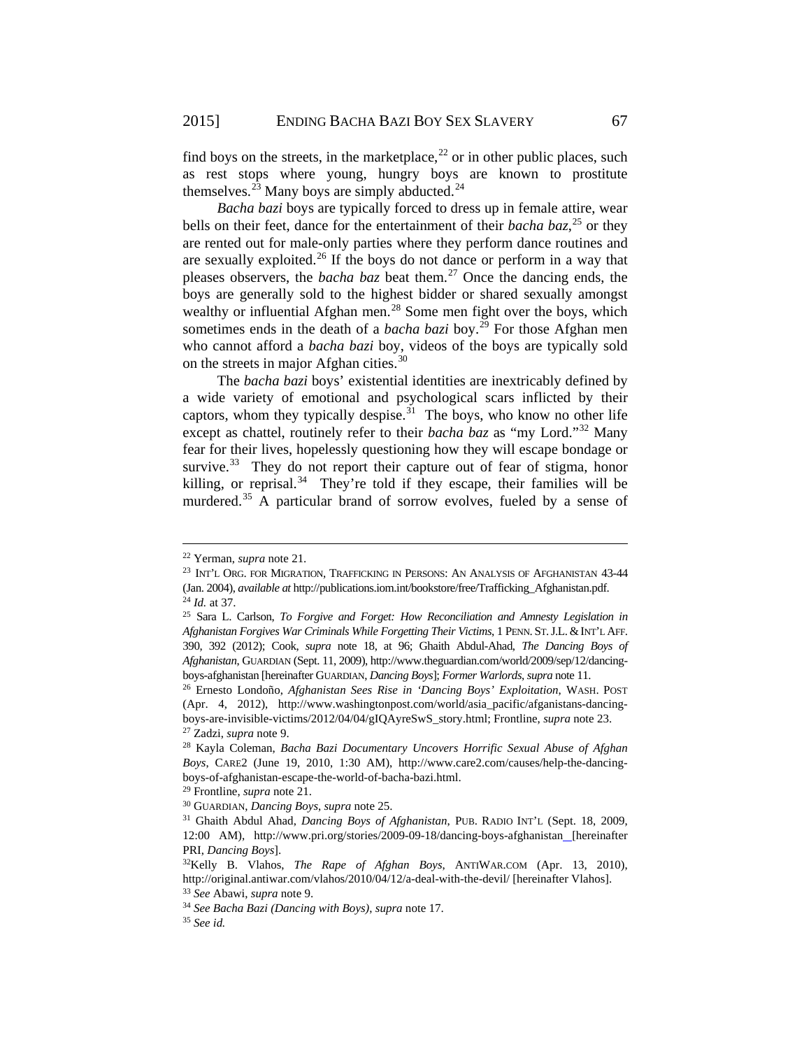find boys on the streets, in the marketplace,[22] or in other public places, such as rest stops where young, hungry boys are known to prostitute themselves.[23] Many boys are simply abducted.[24]

*Bacha bazi* boys are typically forced to dress up in female attire, wear bells on their feet, dance for the entertainment of their *bacha baz*,[25] or they are rented out for male-only parties where they perform dance routines and are sexually exploited.[26] If the boys do not dance or perform in a way that pleases observers, the *bacha baz* beat them.[27] Once the dancing ends, the boys are generally sold to the highest bidder or shared sexually amongst wealthy or influential Afghan men.[28] Some men fight over the boys, which sometimes ends in the death of a *bacha bazi* boy.[29] For those Afghan men who cannot afford a *bacha bazi* boy, videos of the boys are typically sold on the streets in major Afghan cities.[30]

The *bacha bazi* boys' existential identities are inextricably defined by a wide variety of emotional and psychological scars inflicted by their captors, whom they typically despise.[31] The boys, who know no other life except as chattel, routinely refer to their *bacha baz* as "my Lord."[32] Many fear for their lives, hopelessly questioning how they will escape bondage or survive.[33] They do not report their capture out of fear of stigma, honor killing, or reprisal.[34] They're told if they escape, their families will be murdered.[35] A particular brand of sorrow evolves, fueled by a sense of

---

[22] Yerman, *supra* note 21.

[23] INT'L ORG. FOR MIGRATION, TRAFFICKING IN PERSONS: AN ANALYSIS OF AFGHANISTAN 43-44 (Jan. 2004), *available at* http://publications.iom.int/bookstore/free/Trafficking_Afghanistan.pdf.

[24] *Id.* at 37.

[25] Sara L. Carlson, *To Forgive and Forget: How Reconciliation and Amnesty Legislation in Afghanistan Forgives War Criminals While Forgetting Their Victims*, 1 PENN. ST. J.L. & INT'L AFF. 390, 392 (2012); Cook, *supra* note 18, at 96; Ghaith Abdul-Ahad, *The Dancing Boys of Afghanistan*, GUARDIAN (Sept. 11, 2009), http://www.theguardian.com/world/2009/sep/12/dancing-boys-afghanistan [hereinafter GUARDIAN, *Dancing Boys*]; *Former Warlords*, *supra* note 11.

[26] Ernesto Londoño, *Afghanistan Sees Rise in 'Dancing Boys' Exploitation*, WASH. POST (Apr. 4, 2012), http://www.washingtonpost.com/world/asia_pacific/afganistans-dancing-boys-are-invisible-victims/2012/04/04/gIQAyreSwS_story.html; Frontline, *supra* note 23.

[27] Zadzi, *supra* note 9.

[28] Kayla Coleman, *Bacha Bazi Documentary Uncovers Horrific Sexual Abuse of Afghan Boys*, CARE2 (June 19, 2010, 1:30 AM), http://www.care2.com/causes/help-the-dancing-boys-of-afghanistan-escape-the-world-of-bacha-bazi.html.

[29] Frontline, *supra* note 21.

[30] GUARDIAN, *Dancing Boys*, *supra* note 25.

[31] Ghaith Abdul Ahad, *Dancing Boys of Afghanistan*, PUB. RADIO INT'L (Sept. 18, 2009, 12:00 AM), http://www.pri.org/stories/2009-09-18/dancing-boys-afghanistan [hereinafter PRI, *Dancing Boys*].

[32] Kelly B. Vlahos, *The Rape of Afghan Boys*, ANTIWAR.COM (Apr. 13, 2010), http://original.antiwar.com/vlahos/2010/04/12/a-deal-with-the-devil/ [hereinafter Vlahos].

[33] *See* Abawi, *supra* note 9.

[34] *See Bacha Bazi (Dancing with Boys)*, *supra* note 17.

[35] *See id.*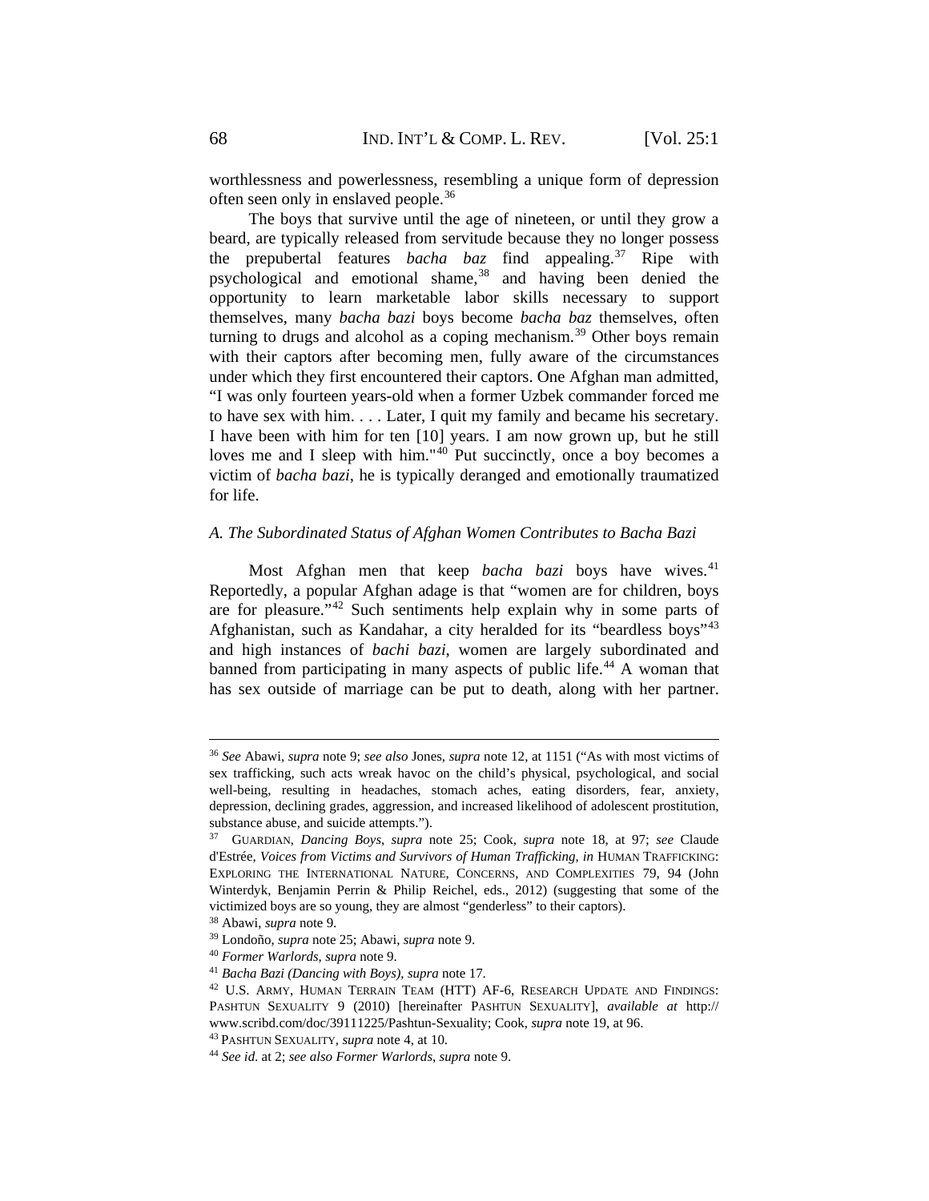worthlessness and powerlessness, resembling a unique form of depression often seen only in enslaved people.[36]

The boys that survive until the age of nineteen, or until they grow a beard, are typically released from servitude because they no longer possess the prepubertal features *bacha baz* find appealing.[37] Ripe with psychological and emotional shame,[38] and having been denied the opportunity to learn marketable labor skills necessary to support themselves, many *bacha bazi* boys become *bacha baz* themselves, often turning to drugs and alcohol as a coping mechanism.[39] Other boys remain with their captors after becoming men, fully aware of the circumstances under which they first encountered their captors. One Afghan man admitted, "I was only fourteen years-old when a former Uzbek commander forced me to have sex with him. . . . Later, I quit my family and became his secretary. I have been with him for ten [10] years. I am now grown up, but he still loves me and I sleep with him."[40] Put succinctly, once a boy becomes a victim of *bacha bazi*, he is typically deranged and emotionally traumatized for life.

### *A. The Subordinated Status of Afghan Women Contributes to Bacha Bazi*

Most Afghan men that keep *bacha bazi* boys have wives.[41] Reportedly, a popular Afghan adage is that "women are for children, boys are for pleasure."[42] Such sentiments help explain why in some parts of Afghanistan, such as Kandahar, a city heralded for its "beardless boys"[43] and high instances of *bachi bazi*, women are largely subordinated and banned from participating in many aspects of public life.[44] A woman that has sex outside of marriage can be put to death, along with her partner.

---

[36] *See* Abawi, *supra* note 9; *see also* Jones, *supra* note 12, at 1151 ("As with most victims of sex trafficking, such acts wreak havoc on the child's physical, psychological, and social well-being, resulting in headaches, stomach aches, eating disorders, fear, anxiety, depression, declining grades, aggression, and increased likelihood of adolescent prostitution, substance abuse, and suicide attempts.").

[37] GUARDIAN, *Dancing Boys*, *supra* note 25; Cook, *supra* note 18, at 97; *see* Claude d'Estrée, *Voices from Victims and Survivors of Human Trafficking*, *in* HUMAN TRAFFICKING: EXPLORING THE INTERNATIONAL NATURE, CONCERNS, AND COMPLEXITIES 79, 94 (John Winterdyk, Benjamin Perrin & Philip Reichel, eds., 2012) (suggesting that some of the victimized boys are so young, they are almost "genderless" to their captors).

[38] Abawi, *supra* note 9.

[39] Londoño, *supra* note 25; Abawi, *supra* note 9.

[40] *Former Warlords*, *supra* note 9.

[41] *Bacha Bazi (Dancing with Boys)*, *supra* note 17.

[42] U.S. ARMY, HUMAN TERRAIN TEAM (HTT) AF-6, RESEARCH UPDATE AND FINDINGS: PASHTUN SEXUALITY 9 (2010) [hereinafter PASHTUN SEXUALITY], *available at* http://www.scribd.com/doc/39111225/Pashtun-Sexuality; Cook, *supra* note 19, at 96.

[43] PASHTUN SEXUALITY, *supra* note 4, at 10.

[44] *See id.* at 2; *see also Former Warlords*, *supra* note 9.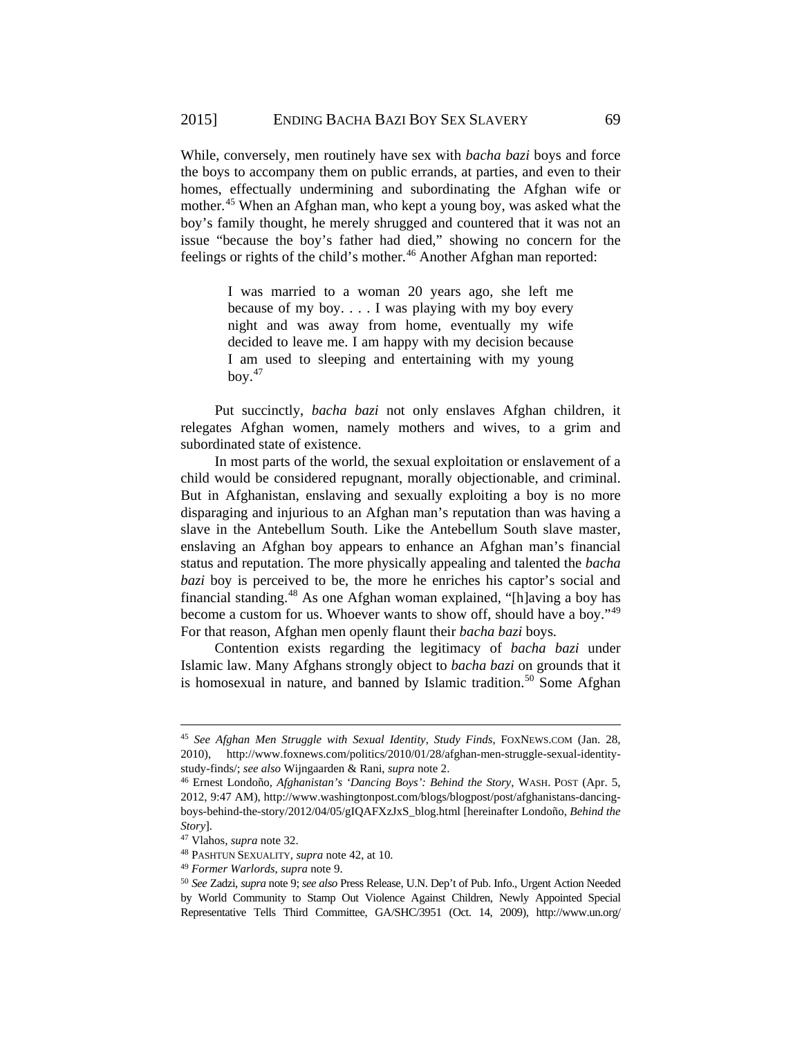While, conversely, men routinely have sex with *bacha bazi* boys and force the boys to accompany them on public errands, at parties, and even to their homes, effectually undermining and subordinating the Afghan wife or mother.[45] When an Afghan man, who kept a young boy, was asked what the boy's family thought, he merely shrugged and countered that it was not an issue "because the boy's father had died," showing no concern for the feelings or rights of the child's mother.[46] Another Afghan man reported:

> I was married to a woman 20 years ago, she left me because of my boy. . . . I was playing with my boy every night and was away from home, eventually my wife decided to leave me. I am happy with my decision because I am used to sleeping and entertaining with my young boy.[47]

Put succinctly, *bacha bazi* not only enslaves Afghan children, it relegates Afghan women, namely mothers and wives, to a grim and subordinated state of existence.

In most parts of the world, the sexual exploitation or enslavement of a child would be considered repugnant, morally objectionable, and criminal. But in Afghanistan, enslaving and sexually exploiting a boy is no more disparaging and injurious to an Afghan man's reputation than was having a slave in the Antebellum South. Like the Antebellum South slave master, enslaving an Afghan boy appears to enhance an Afghan man's financial status and reputation. The more physically appealing and talented the *bacha bazi* boy is perceived to be, the more he enriches his captor's social and financial standing.[48] As one Afghan woman explained, "[h]aving a boy has become a custom for us. Whoever wants to show off, should have a boy."[49] For that reason, Afghan men openly flaunt their *bacha bazi* boys.

Contention exists regarding the legitimacy of *bacha bazi* under Islamic law. Many Afghans strongly object to *bacha bazi* on grounds that it is homosexual in nature, and banned by Islamic tradition.[50] Some Afghan

---

[45] *See Afghan Men Struggle with Sexual Identity, Study Finds*, FOXNEWS.COM (Jan. 28, 2010), http://www.foxnews.com/politics/2010/01/28/afghan-men-struggle-sexual-identity-study-finds/; *see also* Wijngaarden & Rani, *supra* note 2.

[46] Ernest Londoño, *Afghanistan's 'Dancing Boys': Behind the Story*, WASH. POST (Apr. 5, 2012, 9:47 AM), http://www.washingtonpost.com/blogs/blogpost/post/afghanistans-dancing-boys-behind-the-story/2012/04/05/gIQAFXzJxS_blog.html [hereinafter Londoño, *Behind the Story*].

[47] Vlahos, *supra* note 32.

[48] PASHTUN SEXUALITY, *supra* note 42, at 10.

[49] *Former Warlords*, *supra* note 9.

[50] *See* Zadzi, *supra* note 9; *see also* Press Release, U.N. Dep't of Pub. Info., Urgent Action Needed by World Community to Stamp Out Violence Against Children, Newly Appointed Special Representative Tells Third Committee, GA/SHC/3951 (Oct. 14, 2009), http://www.un.org/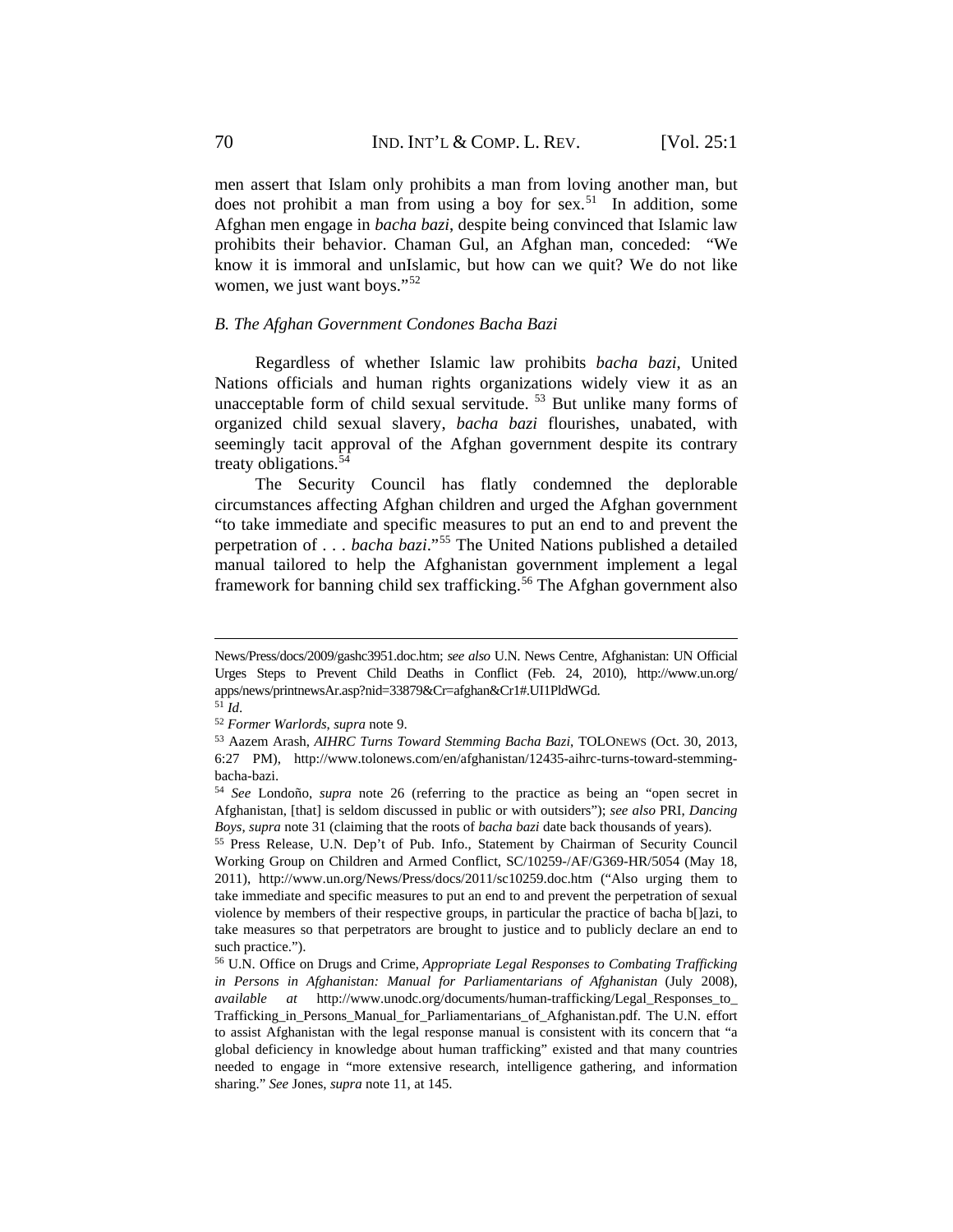men assert that Islam only prohibits a man from loving another man, but does not prohibit a man from using a boy for sex.[51] In addition, some Afghan men engage in *bacha bazi*, despite being convinced that Islamic law prohibits their behavior. Chaman Gul, an Afghan man, conceded: "We know it is immoral and unIslamic, but how can we quit? We do not like women, we just want boys."[52]

### *B. The Afghan Government Condones Bacha Bazi*

Regardless of whether Islamic law prohibits *bacha bazi*, United Nations officials and human rights organizations widely view it as an unacceptable form of child sexual servitude.[53] But unlike many forms of organized child sexual slavery, *bacha bazi* flourishes, unabated, with seemingly tacit approval of the Afghan government despite its contrary treaty obligations.[54]

The Security Council has flatly condemned the deplorable circumstances affecting Afghan children and urged the Afghan government "to take immediate and specific measures to put an end to and prevent the perpetration of . . . *bacha bazi*."[55] The United Nations published a detailed manual tailored to help the Afghanistan government implement a legal framework for banning child sex trafficking.[56] The Afghan government also

---

News/Press/docs/2009/gashc3951.doc.htm; *see also* U.N. News Centre, Afghanistan: UN Official Urges Steps to Prevent Child Deaths in Conflict (Feb. 24, 2010), http://www.un.org/apps/news/printnewsAr.asp?nid=33879&Cr=afghan&Cr1#.UI1PldWGd.

[51] *Id*.

[52] *Former Warlords*, *supra* note 9.

[53] Aazem Arash, *AIHRC Turns Toward Stemming Bacha Bazi*, TOLONEWS (Oct. 30, 2013, 6:27 PM), http://www.tolonews.com/en/afghanistan/12435-aihrc-turns-toward-stemming-bacha-bazi.

[54] *See* Londoño, *supra* note 26 (referring to the practice as being an "open secret in Afghanistan, [that] is seldom discussed in public or with outsiders"); *see also* PRI, *Dancing Boys*, *supra* note 31 (claiming that the roots of *bacha bazi* date back thousands of years).

[55] Press Release, U.N. Dep't of Pub. Info., Statement by Chairman of Security Council Working Group on Children and Armed Conflict, SC/10259-/AF/G369-HR/5054 (May 18, 2011), http://www.un.org/News/Press/docs/2011/sc10259.doc.htm ("Also urging them to take immediate and specific measures to put an end to and prevent the perpetration of sexual violence by members of their respective groups, in particular the practice of bacha b[]azi, to take measures so that perpetrators are brought to justice and to publicly declare an end to such practice.").

[56] U.N. Office on Drugs and Crime, *Appropriate Legal Responses to Combating Trafficking in Persons in Afghanistan: Manual for Parliamentarians of Afghanistan* (July 2008), *available at* http://www.unodc.org/documents/human-trafficking/Legal_Responses_to_Trafficking_in_Persons_Manual_for_Parliamentarians_of_Afghanistan.pdf. The U.N. effort to assist Afghanistan with the legal response manual is consistent with its concern that "a global deficiency in knowledge about human trafficking" existed and that many countries needed to engage in "more extensive research, intelligence gathering, and information sharing." *See* Jones, *supra* note 11, at 145.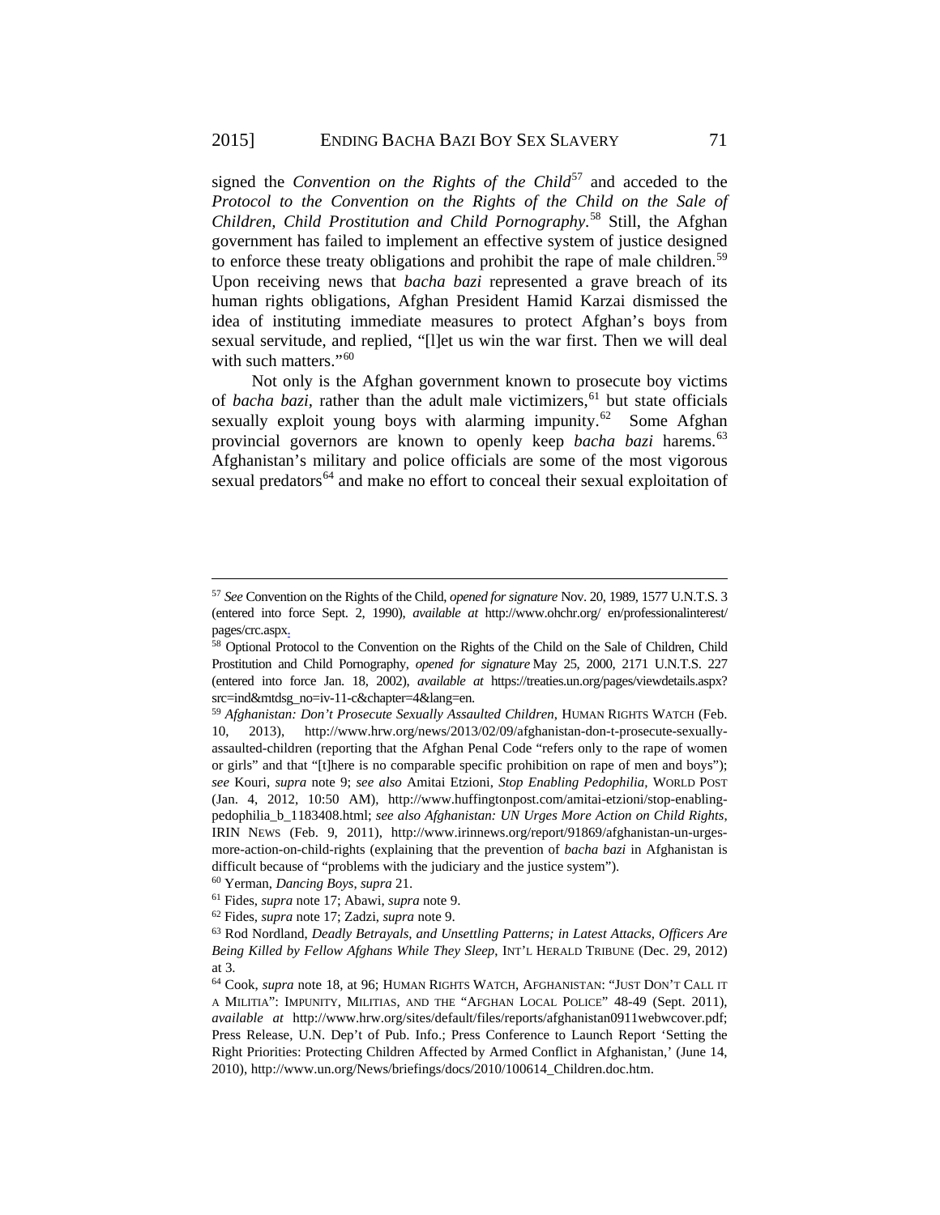signed the *Convention on the Rights of the Child*[57] and acceded to the *Protocol to the Convention on the Rights of the Child on the Sale of Children, Child Prostitution and Child Pornography*.[58] Still, the Afghan government has failed to implement an effective system of justice designed to enforce these treaty obligations and prohibit the rape of male children.[59] Upon receiving news that *bacha bazi* represented a grave breach of its human rights obligations, Afghan President Hamid Karzai dismissed the idea of instituting immediate measures to protect Afghan's boys from sexual servitude, and replied, "[l]et us win the war first. Then we will deal with such matters."[60]

Not only is the Afghan government known to prosecute boy victims of *bacha bazi*, rather than the adult male victimizers,[61] but state officials sexually exploit young boys with alarming impunity.[62] Some Afghan provincial governors are known to openly keep *bacha bazi* harems.[63] Afghanistan's military and police officials are some of the most vigorous sexual predators[64] and make no effort to conceal their sexual exploitation of

---

[57] *See* Convention on the Rights of the Child, *opened for signature* Nov. 20, 1989, 1577 U.N.T.S. 3 (entered into force Sept. 2, 1990), *available at* http://www.ohchr.org/ en/professionalinterest/ pages/crc.aspx.

[58] Optional Protocol to the Convention on the Rights of the Child on the Sale of Children, Child Prostitution and Child Pornography, *opened for signature* May 25, 2000, 2171 U.N.T.S. 227 (entered into force Jan. 18, 2002), *available at* https://treaties.un.org/pages/viewdetails.aspx?src=ind&mtdsg_no=iv-11-c&chapter=4&lang=en.

[59] *Afghanistan: Don't Prosecute Sexually Assaulted Children*, HUMAN RIGHTS WATCH (Feb. 10, 2013), http://www.hrw.org/news/2013/02/09/afghanistan-don-t-prosecute-sexually-assaulted-children (reporting that the Afghan Penal Code "refers only to the rape of women or girls" and that "[t]here is no comparable specific prohibition on rape of men and boys"); *see* Kouri, *supra* note 9; *see also* Amitai Etzioni, *Stop Enabling Pedophilia*, WORLD POST (Jan. 4, 2012, 10:50 AM), http://www.huffingtonpost.com/amitai-etzioni/stop-enabling-pedophilia_b_1183408.html; *see also Afghanistan: UN Urges More Action on Child Rights*, IRIN NEWS (Feb. 9, 2011), http://www.irinnews.org/report/91869/afghanistan-un-urges-more-action-on-child-rights (explaining that the prevention of *bacha bazi* in Afghanistan is difficult because of "problems with the judiciary and the justice system").

[60] Yerman, *Dancing Boys*, *supra* 21.

[61] Fides, *supra* note 17; Abawi, *supra* note 9.

[62] Fides, *supra* note 17; Zadzi, *supra* note 9.

[63] Rod Nordland, *Deadly Betrayals, and Unsettling Patterns; in Latest Attacks, Officers Are Being Killed by Fellow Afghans While They Sleep*, INT'L HERALD TRIBUNE (Dec. 29, 2012) at 3.

[64] Cook, *supra* note 18, at 96; HUMAN RIGHTS WATCH, AFGHANISTAN: "JUST DON'T CALL IT A MILITIA": IMPUNITY, MILITIAS, AND THE "AFGHAN LOCAL POLICE" 48-49 (Sept. 2011), *available at* http://www.hrw.org/sites/default/files/reports/afghanistan0911webwcover.pdf; Press Release, U.N. Dep't of Pub. Info.; Press Conference to Launch Report 'Setting the Right Priorities: Protecting Children Affected by Armed Conflict in Afghanistan,' (June 14, 2010), http://www.un.org/News/briefings/docs/2010/100614_Children.doc.htm.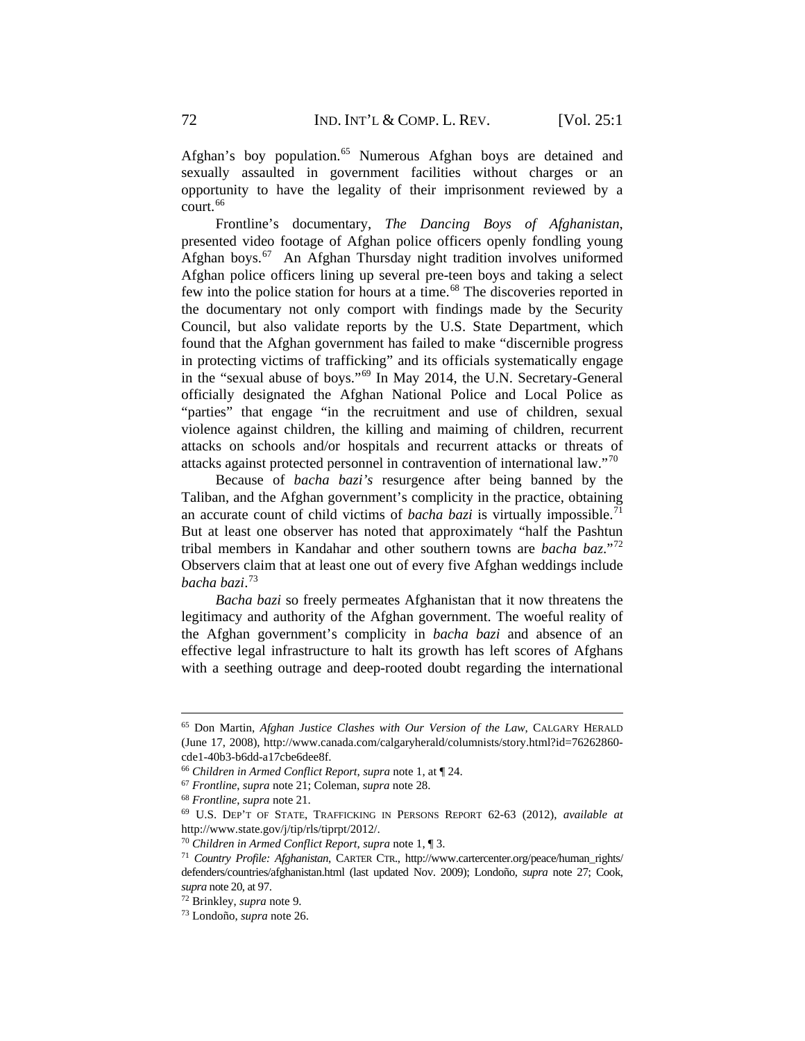Afghan's boy population.[65] Numerous Afghan boys are detained and sexually assaulted in government facilities without charges or an opportunity to have the legality of their imprisonment reviewed by a court.[66]

Frontline's documentary, *The Dancing Boys of Afghanistan*, presented video footage of Afghan police officers openly fondling young Afghan boys.[67] An Afghan Thursday night tradition involves uniformed Afghan police officers lining up several pre-teen boys and taking a select few into the police station for hours at a time.[68] The discoveries reported in the documentary not only comport with findings made by the Security Council, but also validate reports by the U.S. State Department, which found that the Afghan government has failed to make "discernible progress in protecting victims of trafficking" and its officials systematically engage in the "sexual abuse of boys."[69] In May 2014, the U.N. Secretary-General officially designated the Afghan National Police and Local Police as "parties" that engage "in the recruitment and use of children, sexual violence against children, the killing and maiming of children, recurrent attacks on schools and/or hospitals and recurrent attacks or threats of attacks against protected personnel in contravention of international law."[70]

Because of *bacha bazi's* resurgence after being banned by the Taliban, and the Afghan government's complicity in the practice, obtaining an accurate count of child victims of *bacha bazi* is virtually impossible.[71] But at least one observer has noted that approximately "half the Pashtun tribal members in Kandahar and other southern towns are *bacha baz*."[72] Observers claim that at least one out of every five Afghan weddings include *bacha bazi*.[73]

*Bacha bazi* so freely permeates Afghanistan that it now threatens the legitimacy and authority of the Afghan government. The woeful reality of the Afghan government's complicity in *bacha bazi* and absence of an effective legal infrastructure to halt its growth has left scores of Afghans with a seething outrage and deep-rooted doubt regarding the international

---

[65] Don Martin, *Afghan Justice Clashes with Our Version of the Law*, CALGARY HERALD (June 17, 2008), http://www.canada.com/calgaryherald/columnists/story.html?id=76262860-cde1-40b3-b6dd-a17cbe6dee8f.

[66] *Children in Armed Conflict Report*, *supra* note 1, at ¶ 24.

[67] *Frontline*, *supra* note 21; Coleman, *supra* note 28.

[68] *Frontline*, *supra* note 21.

[69] U.S. DEP'T OF STATE, TRAFFICKING IN PERSONS REPORT 62-63 (2012), *available at* http://www.state.gov/j/tip/rls/tiprpt/2012/.

[70] *Children in Armed Conflict Report*, *supra* note 1, ¶ 3.

[71] *Country Profile: Afghanistan*, CARTER CTR., http://www.cartercenter.org/peace/human_rights/defenders/countries/afghanistan.html (last updated Nov. 2009); Londoño, *supra* note 27; Cook, *supra* note 20, at 97.

[72] Brinkley, *supra* note 9.

[73] Londoño, *supra* note 26.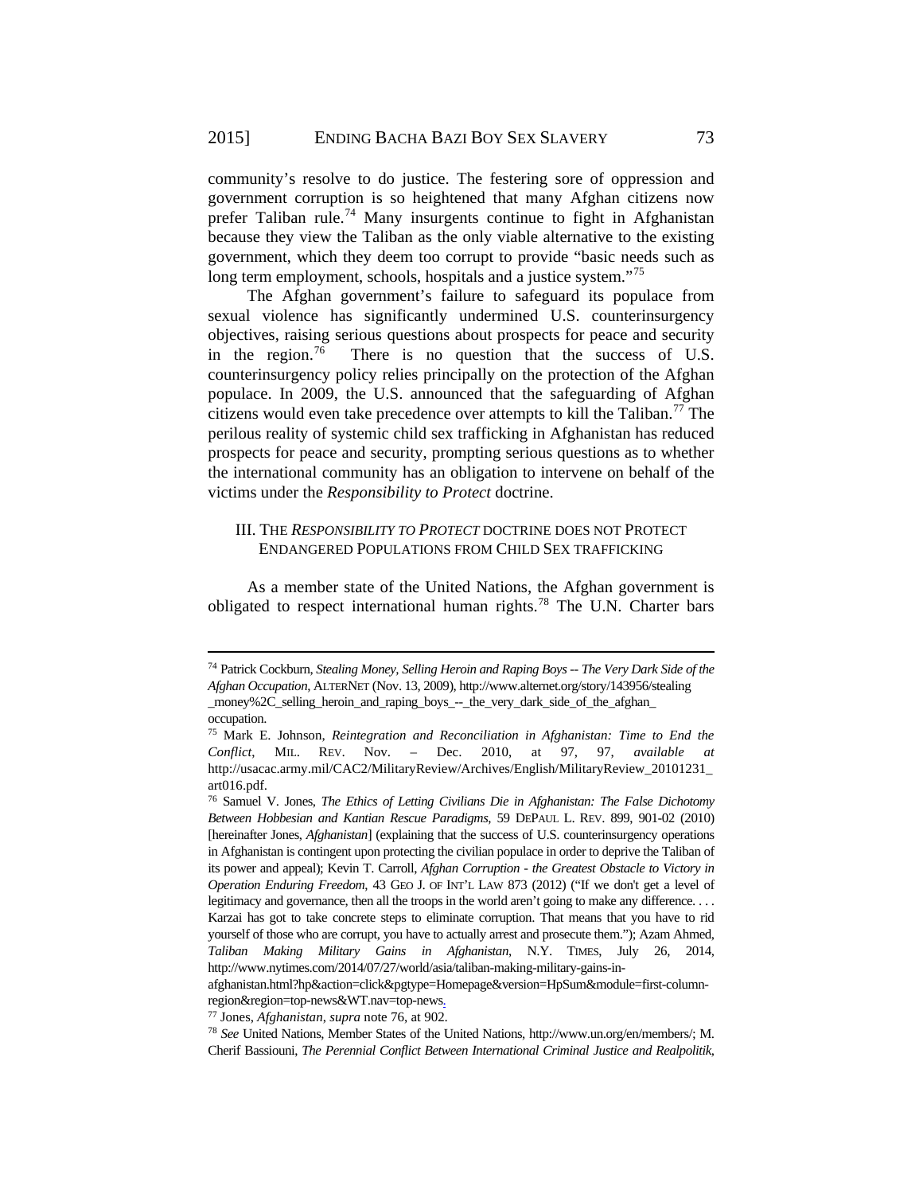community's resolve to do justice. The festering sore of oppression and government corruption is so heightened that many Afghan citizens now prefer Taliban rule.[74] Many insurgents continue to fight in Afghanistan because they view the Taliban as the only viable alternative to the existing government, which they deem too corrupt to provide "basic needs such as long term employment, schools, hospitals and a justice system."[75]

The Afghan government's failure to safeguard its populace from sexual violence has significantly undermined U.S. counterinsurgency objectives, raising serious questions about prospects for peace and security in the region.[76] There is no question that the success of U.S. counterinsurgency policy relies principally on the protection of the Afghan populace. In 2009, the U.S. announced that the safeguarding of Afghan citizens would even take precedence over attempts to kill the Taliban.[77] The perilous reality of systemic child sex trafficking in Afghanistan has reduced prospects for peace and security, prompting serious questions as to whether the international community has an obligation to intervene on behalf of the victims under the *Responsibility to Protect* doctrine.

## III. THE *RESPONSIBILITY TO PROTECT* DOCTRINE DOES NOT PROTECT ENDANGERED POPULATIONS FROM CHILD SEX TRAFFICKING

As a member state of the United Nations, the Afghan government is obligated to respect international human rights.[78] The U.N. Charter bars

---

[74] Patrick Cockburn, *Stealing Money, Selling Heroin and Raping Boys -- The Very Dark Side of the Afghan Occupation*, ALTERNET (Nov. 13, 2009), http://www.alternet.org/story/143956/stealing_money%2C_selling_heroin_and_raping_boys_--_the_very_dark_side_of_the_afghan_occupation.

[75] Mark E. Johnson, *Reintegration and Reconciliation in Afghanistan: Time to End the Conflict*, MIL. REV. Nov. – Dec. 2010, at 97, 97, *available at* http://usacac.army.mil/CAC2/MilitaryReview/Archives/English/MilitaryReview_20101231_art016.pdf.

[76] Samuel V. Jones, *The Ethics of Letting Civilians Die in Afghanistan: The False Dichotomy Between Hobbesian and Kantian Rescue Paradigms*, 59 DEPAUL L. REV. 899, 901-02 (2010) [hereinafter Jones, *Afghanistan*] (explaining that the success of U.S. counterinsurgency operations in Afghanistan is contingent upon protecting the civilian populace in order to deprive the Taliban of its power and appeal); Kevin T. Carroll, *Afghan Corruption - the Greatest Obstacle to Victory in Operation Enduring Freedom*, 43 GEO J. OF INT'L LAW 873 (2012) ("If we don't get a level of legitimacy and governance, then all the troops in the world aren't going to make any difference. . . . Karzai has got to take concrete steps to eliminate corruption. That means that you have to rid yourself of those who are corrupt, you have to actually arrest and prosecute them."); Azam Ahmed, *Taliban Making Military Gains in Afghanistan*, N.Y. TIMES, July 26, 2014, http://www.nytimes.com/2014/07/27/world/asia/taliban-making-military-gains-in-afghanistan.html?hp&action=click&pgtype=Homepage&version=HpSum&module=first-column-region&region=top-news&WT.nav=top-news.

[77] Jones, *Afghanistan*, *supra* note 76, at 902.

[78] *See* United Nations, Member States of the United Nations, http://www.un.org/en/members/; M. Cherif Bassiouni, *The Perennial Conflict Between International Criminal Justice and Realpolitik*,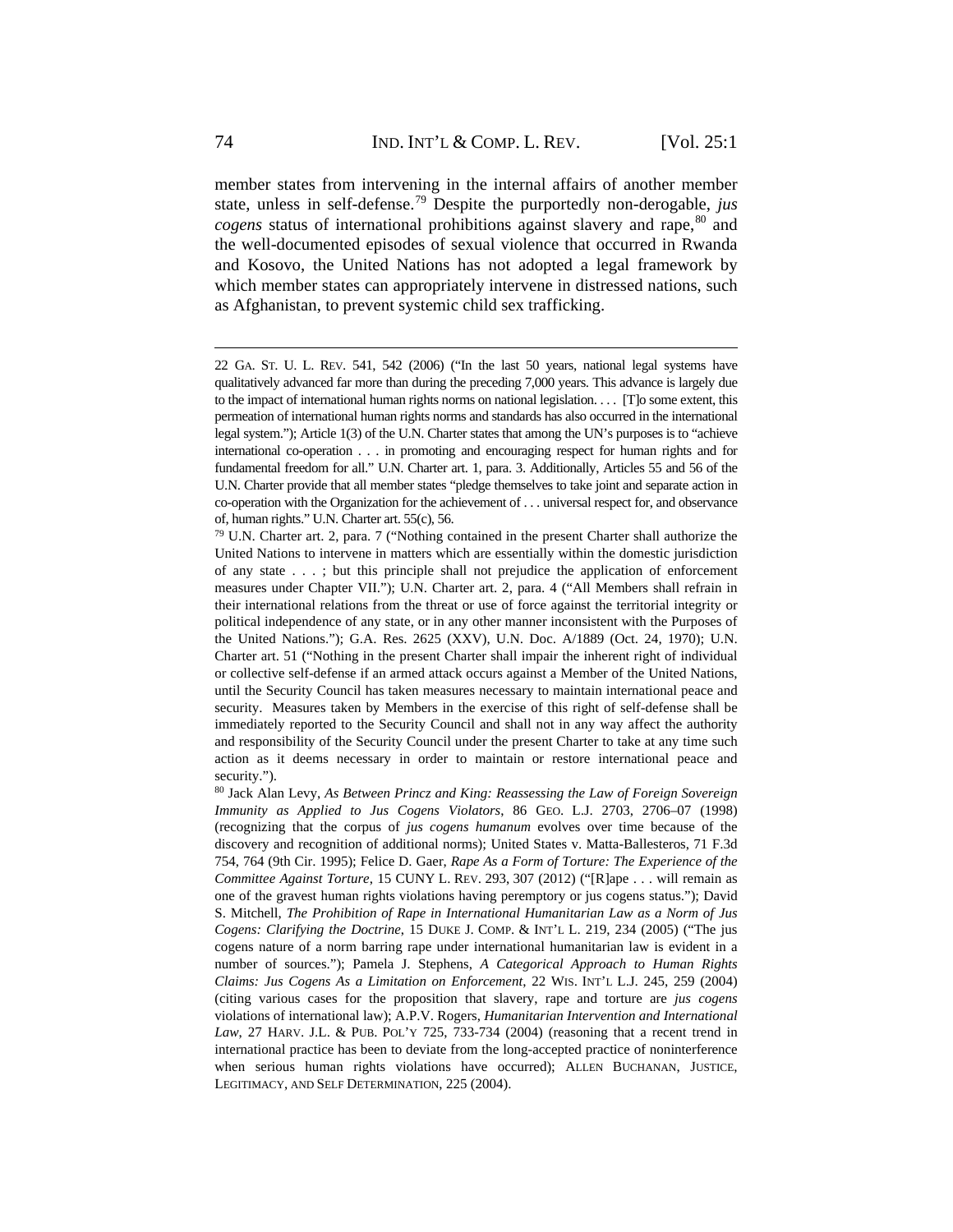member states from intervening in the internal affairs of another member state, unless in self-defense.[79] Despite the purportedly non-derogable, *jus cogens* status of international prohibitions against slavery and rape,[80] and the well-documented episodes of sexual violence that occurred in Rwanda and Kosovo, the United Nations has not adopted a legal framework by which member states can appropriately intervene in distressed nations, such as Afghanistan, to prevent systemic child sex trafficking.

---

22 GA. ST. U. L. REV. 541, 542 (2006) ("In the last 50 years, national legal systems have qualitatively advanced far more than during the preceding 7,000 years. This advance is largely due to the impact of international human rights norms on national legislation. . . . [T]o some extent, this permeation of international human rights norms and standards has also occurred in the international legal system."); Article 1(3) of the U.N. Charter states that among the UN's purposes is to "achieve international co-operation . . . in promoting and encouraging respect for human rights and for fundamental freedom for all." U.N. Charter art. 1, para. 3. Additionally, Articles 55 and 56 of the U.N. Charter provide that all member states "pledge themselves to take joint and separate action in co-operation with the Organization for the achievement of . . . universal respect for, and observance of, human rights." U.N. Charter art. 55(c), 56.

[79] U.N. Charter art. 2, para. 7 ("Nothing contained in the present Charter shall authorize the United Nations to intervene in matters which are essentially within the domestic jurisdiction of any state . . . ; but this principle shall not prejudice the application of enforcement measures under Chapter VII."); U.N. Charter art. 2, para. 4 ("All Members shall refrain in their international relations from the threat or use of force against the territorial integrity or political independence of any state, or in any other manner inconsistent with the Purposes of the United Nations."); G.A. Res. 2625 (XXV), U.N. Doc. A/1889 (Oct. 24, 1970); U.N. Charter art. 51 ("Nothing in the present Charter shall impair the inherent right of individual or collective self-defense if an armed attack occurs against a Member of the United Nations, until the Security Council has taken measures necessary to maintain international peace and security. Measures taken by Members in the exercise of this right of self-defense shall be immediately reported to the Security Council and shall not in any way affect the authority and responsibility of the Security Council under the present Charter to take at any time such action as it deems necessary in order to maintain or restore international peace and security.").

[80] Jack Alan Levy, *As Between Princz and King: Reassessing the Law of Foreign Sovereign Immunity as Applied to Jus Cogens Violators*, 86 GEO. L.J. 2703, 2706–07 (1998) (recognizing that the corpus of *jus cogens humanum* evolves over time because of the discovery and recognition of additional norms); United States v. Matta-Ballesteros, 71 F.3d 754, 764 (9th Cir. 1995); Felice D. Gaer, *Rape As a Form of Torture: The Experience of the Committee Against Torture*, 15 CUNY L. REV. 293, 307 (2012) ("[R]ape . . . will remain as one of the gravest human rights violations having peremptory or jus cogens status."); David S. Mitchell, *The Prohibition of Rape in International Humanitarian Law as a Norm of Jus Cogens: Clarifying the Doctrine*, 15 DUKE J. COMP. & INT'L L. 219, 234 (2005) ("The jus cogens nature of a norm barring rape under international humanitarian law is evident in a number of sources."); Pamela J. Stephens, *A Categorical Approach to Human Rights Claims: Jus Cogens As a Limitation on Enforcement*, 22 WIS. INT'L L.J. 245, 259 (2004) (citing various cases for the proposition that slavery, rape and torture are *jus cogens* violations of international law); A.P.V. Rogers, *Humanitarian Intervention and International Law*, 27 HARV. J.L. & PUB. POL'Y 725, 733-734 (2004) (reasoning that a recent trend in international practice has been to deviate from the long-accepted practice of noninterference when serious human rights violations have occurred); ALLEN BUCHANAN, JUSTICE, LEGITIMACY, AND SELF DETERMINATION, 225 (2004).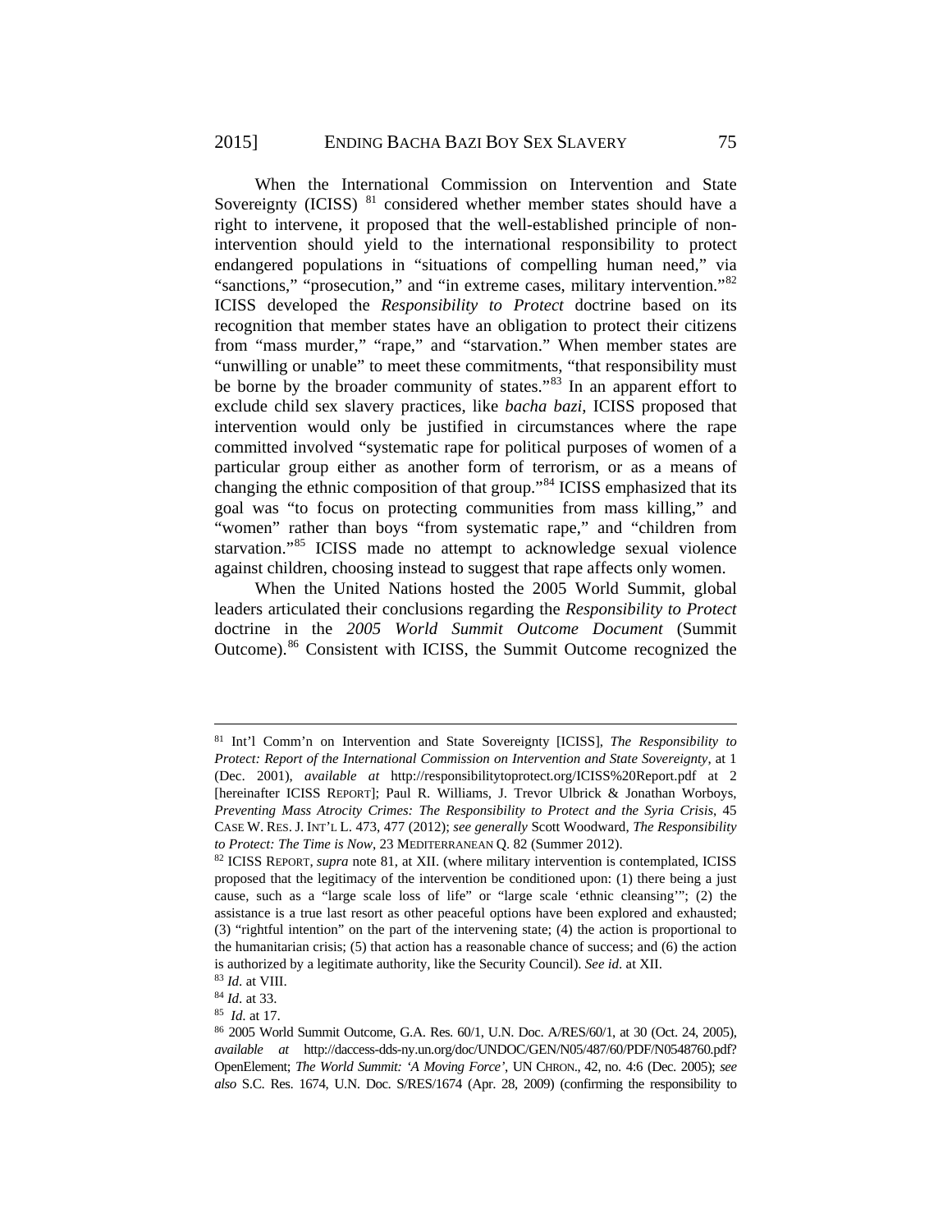When the International Commission on Intervention and State Sovereignty (ICISS) [81] considered whether member states should have a right to intervene, it proposed that the well-established principle of non-intervention should yield to the international responsibility to protect endangered populations in "situations of compelling human need," via "sanctions," "prosecution," and "in extreme cases, military intervention."[82] ICISS developed the *Responsibility to Protect* doctrine based on its recognition that member states have an obligation to protect their citizens from "mass murder," "rape," and "starvation." When member states are "unwilling or unable" to meet these commitments, "that responsibility must be borne by the broader community of states."[83] In an apparent effort to exclude child sex slavery practices, like *bacha bazi*, ICISS proposed that intervention would only be justified in circumstances where the rape committed involved "systematic rape for political purposes of women of a particular group either as another form of terrorism, or as a means of changing the ethnic composition of that group."[84] ICISS emphasized that its goal was "to focus on protecting communities from mass killing," and "women" rather than boys "from systematic rape," and "children from starvation."[85] ICISS made no attempt to acknowledge sexual violence against children, choosing instead to suggest that rape affects only women.

When the United Nations hosted the 2005 World Summit, global leaders articulated their conclusions regarding the *Responsibility to Protect* doctrine in the *2005 World Summit Outcome Document* (Summit Outcome).[86] Consistent with ICISS, the Summit Outcome recognized the

---

[81] Int'l Comm'n on Intervention and State Sovereignty [ICISS], *The Responsibility to Protect: Report of the International Commission on Intervention and State Sovereignty*, at 1 (Dec. 2001), *available at* http://responsibilitytoprotect.org/ICISS%20Report.pdf at 2 [hereinafter ICISS REPORT]; Paul R. Williams, J. Trevor Ulbrick & Jonathan Worboys, *Preventing Mass Atrocity Crimes: The Responsibility to Protect and the Syria Crisis*, 45 CASE W. RES. J. INT'L L. 473, 477 (2012); *see generally* Scott Woodward, *The Responsibility to Protect: The Time is Now*, 23 MEDITERRANEAN Q. 82 (Summer 2012).

[82] ICISS REPORT, *supra* note 81, at XII. (where military intervention is contemplated, ICISS proposed that the legitimacy of the intervention be conditioned upon: (1) there being a just cause, such as a "large scale loss of life" or "large scale 'ethnic cleansing'"; (2) the assistance is a true last resort as other peaceful options have been explored and exhausted; (3) "rightful intention" on the part of the intervening state; (4) the action is proportional to the humanitarian crisis; (5) that action has a reasonable chance of success; and (6) the action is authorized by a legitimate authority, like the Security Council). *See id*. at XII.

[83] *Id*. at VIII.

[84] *Id*. at 33.

[85] *Id.* at 17.

[86] 2005 World Summit Outcome, G.A. Res. 60/1, U.N. Doc. A/RES/60/1, at 30 (Oct. 24, 2005), *available at* http://daccess-dds-ny.un.org/doc/UNDOC/GEN/N05/487/60/PDF/N0548760.pdf?OpenElement; *The World Summit: 'A Moving Force'*, UN CHRON., 42, no. 4:6 (Dec. 2005); *see also* S.C. Res. 1674, U.N. Doc. S/RES/1674 (Apr. 28, 2009) (confirming the responsibility to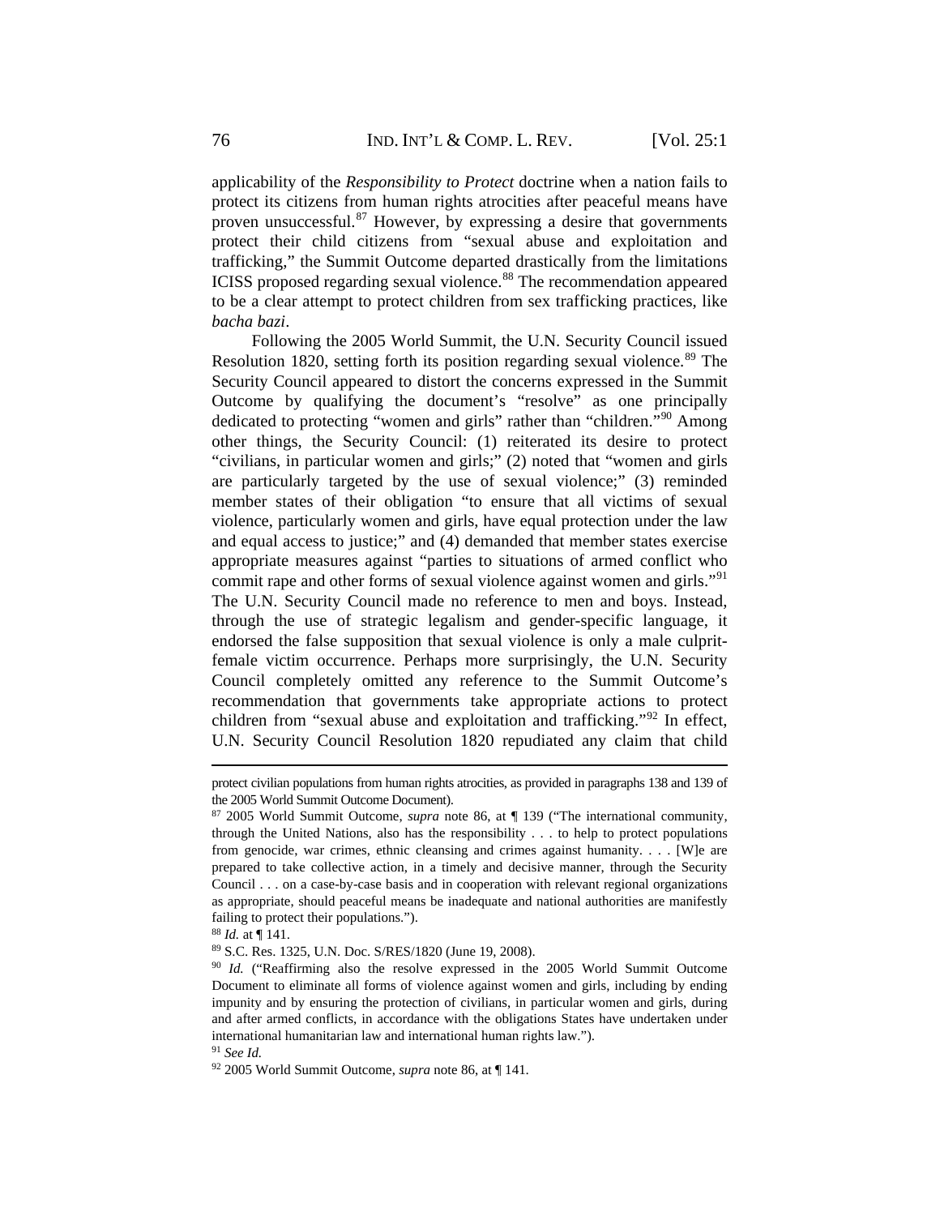applicability of the *Responsibility to Protect* doctrine when a nation fails to protect its citizens from human rights atrocities after peaceful means have proven unsuccessful.[87] However, by expressing a desire that governments protect their child citizens from "sexual abuse and exploitation and trafficking," the Summit Outcome departed drastically from the limitations ICISS proposed regarding sexual violence.[88] The recommendation appeared to be a clear attempt to protect children from sex trafficking practices, like *bacha bazi*.

Following the 2005 World Summit, the U.N. Security Council issued Resolution 1820, setting forth its position regarding sexual violence.[89] The Security Council appeared to distort the concerns expressed in the Summit Outcome by qualifying the document's "resolve" as one principally dedicated to protecting "women and girls" rather than "children."[90] Among other things, the Security Council: (1) reiterated its desire to protect "civilians, in particular women and girls;" (2) noted that "women and girls are particularly targeted by the use of sexual violence;" (3) reminded member states of their obligation "to ensure that all victims of sexual violence, particularly women and girls, have equal protection under the law and equal access to justice;" and (4) demanded that member states exercise appropriate measures against "parties to situations of armed conflict who commit rape and other forms of sexual violence against women and girls."[91] The U.N. Security Council made no reference to men and boys. Instead, through the use of strategic legalism and gender-specific language, it endorsed the false supposition that sexual violence is only a male culprit-female victim occurrence. Perhaps more surprisingly, the U.N. Security Council completely omitted any reference to the Summit Outcome's recommendation that governments take appropriate actions to protect children from "sexual abuse and exploitation and trafficking."[92] In effect, U.N. Security Council Resolution 1820 repudiated any claim that child

---

protect civilian populations from human rights atrocities, as provided in paragraphs 138 and 139 of the 2005 World Summit Outcome Document).

[87] 2005 World Summit Outcome, *supra* note 86, at ¶ 139 ("The international community, through the United Nations, also has the responsibility . . . to help to protect populations from genocide, war crimes, ethnic cleansing and crimes against humanity. . . . [W]e are prepared to take collective action, in a timely and decisive manner, through the Security Council . . . on a case-by-case basis and in cooperation with relevant regional organizations as appropriate, should peaceful means be inadequate and national authorities are manifestly failing to protect their populations.").

[88] *Id.* at ¶ 141.

[89] S.C. Res. 1325, U.N. Doc. S/RES/1820 (June 19, 2008).

[90] *Id.* ("Reaffirming also the resolve expressed in the 2005 World Summit Outcome Document to eliminate all forms of violence against women and girls, including by ending impunity and by ensuring the protection of civilians, in particular women and girls, during and after armed conflicts, in accordance with the obligations States have undertaken under international humanitarian law and international human rights law.").

[91] *See Id.*

[92] 2005 World Summit Outcome, *supra* note 86, at ¶ 141.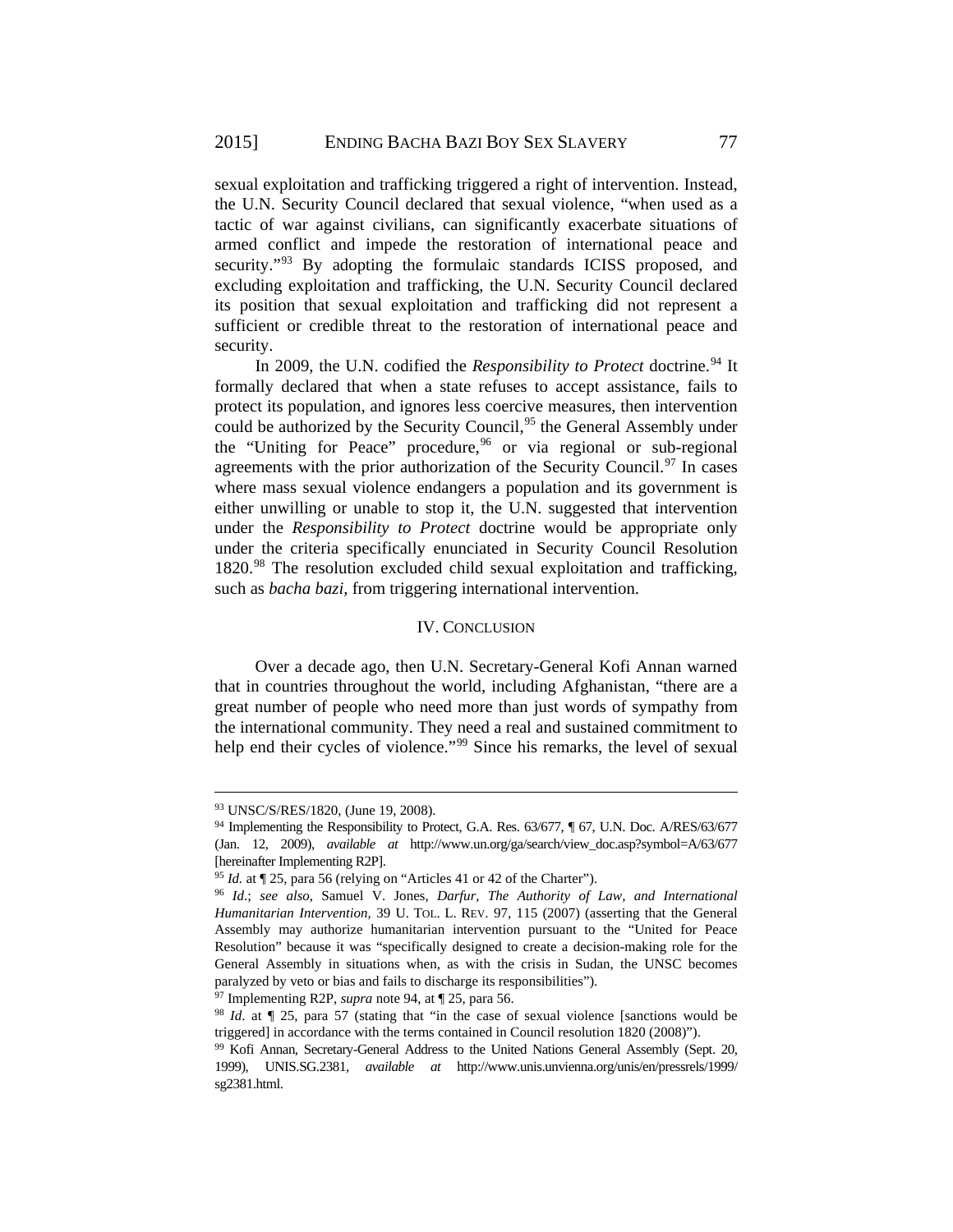sexual exploitation and trafficking triggered a right of intervention. Instead, the U.N. Security Council declared that sexual violence, "when used as a tactic of war against civilians, can significantly exacerbate situations of armed conflict and impede the restoration of international peace and security."[93] By adopting the formulaic standards ICISS proposed, and excluding exploitation and trafficking, the U.N. Security Council declared its position that sexual exploitation and trafficking did not represent a sufficient or credible threat to the restoration of international peace and security.

In 2009, the U.N. codified the *Responsibility to Protect* doctrine.[94] It formally declared that when a state refuses to accept assistance, fails to protect its population, and ignores less coercive measures, then intervention could be authorized by the Security Council,[95] the General Assembly under the "Uniting for Peace" procedure,[96] or via regional or sub-regional agreements with the prior authorization of the Security Council.[97] In cases where mass sexual violence endangers a population and its government is either unwilling or unable to stop it, the U.N. suggested that intervention under the *Responsibility to Protect* doctrine would be appropriate only under the criteria specifically enunciated in Security Council Resolution 1820.[98] The resolution excluded child sexual exploitation and trafficking, such as *bacha bazi*, from triggering international intervention.

## IV. CONCLUSION

Over a decade ago, then U.N. Secretary-General Kofi Annan warned that in countries throughout the world, including Afghanistan, "there are a great number of people who need more than just words of sympathy from the international community. They need a real and sustained commitment to help end their cycles of violence."[99] Since his remarks, the level of sexual

---

[93] UNSC/S/RES/1820, (June 19, 2008).

[94] Implementing the Responsibility to Protect, G.A. Res. 63/677, ¶ 67, U.N. Doc. A/RES/63/677 (Jan. 12, 2009), *available at* http://www.un.org/ga/search/view_doc.asp?symbol=A/63/677 [hereinafter Implementing R2P].

[95] *Id.* at ¶ 25, para 56 (relying on "Articles 41 or 42 of the Charter").

[96] *Id.*; *see also*, Samuel V. Jones, *Darfur, The Authority of Law, and International Humanitarian Intervention*, 39 U. TOL. L. REV. 97, 115 (2007) (asserting that the General Assembly may authorize humanitarian intervention pursuant to the "United for Peace Resolution" because it was "specifically designed to create a decision-making role for the General Assembly in situations when, as with the crisis in Sudan, the UNSC becomes paralyzed by veto or bias and fails to discharge its responsibilities").

[97] Implementing R2P, *supra* note 94, at ¶ 25, para 56.

[98] *Id.* at ¶ 25, para 57 (stating that "in the case of sexual violence [sanctions would be triggered] in accordance with the terms contained in Council resolution 1820 (2008)").

[99] Kofi Annan, Secretary-General Address to the United Nations General Assembly (Sept. 20, 1999), UNIS.SG.2381, *available at* http://www.unis.unvienna.org/unis/en/pressrels/1999/sg2381.html.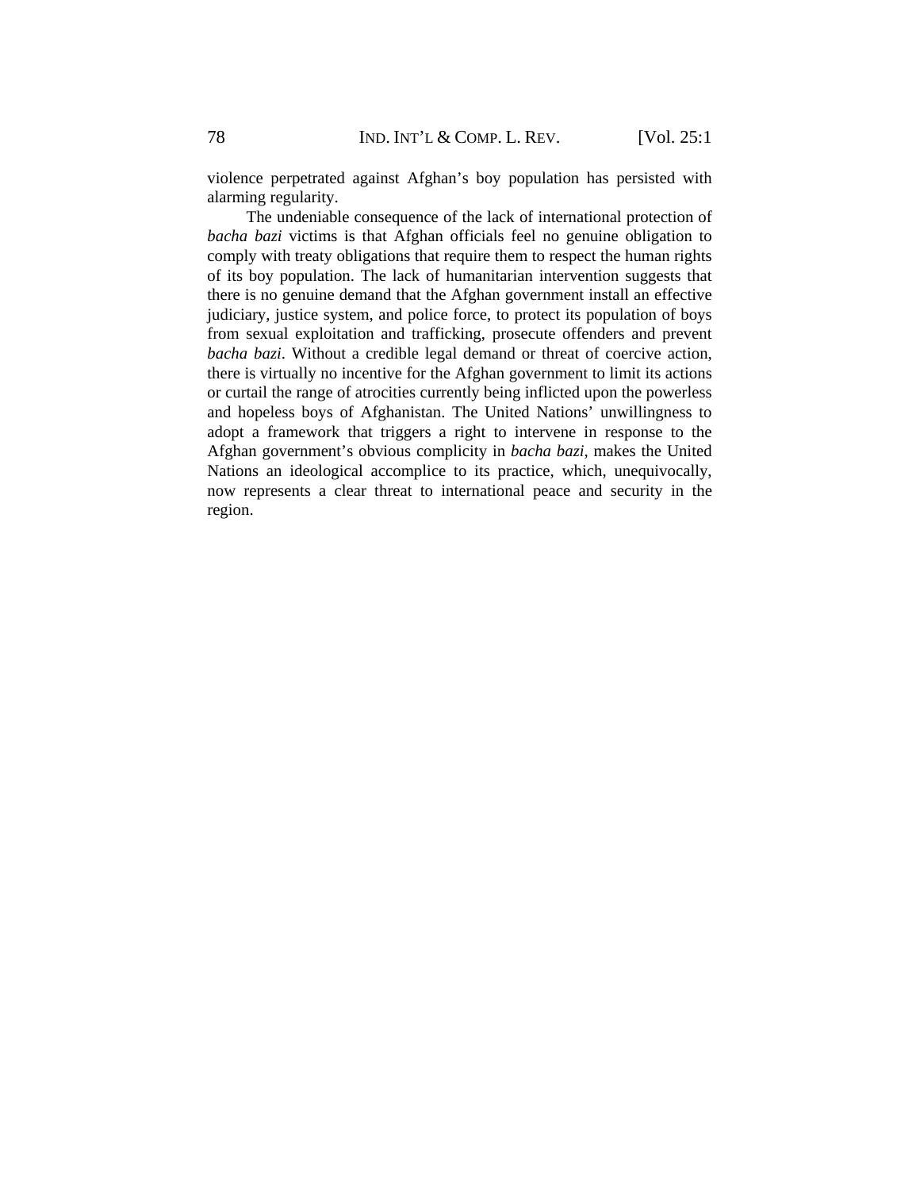violence perpetrated against Afghan's boy population has persisted with alarming regularity.

The undeniable consequence of the lack of international protection of *bacha bazi* victims is that Afghan officials feel no genuine obligation to comply with treaty obligations that require them to respect the human rights of its boy population. The lack of humanitarian intervention suggests that there is no genuine demand that the Afghan government install an effective judiciary, justice system, and police force, to protect its population of boys from sexual exploitation and trafficking, prosecute offenders and prevent *bacha bazi*. Without a credible legal demand or threat of coercive action, there is virtually no incentive for the Afghan government to limit its actions or curtail the range of atrocities currently being inflicted upon the powerless and hopeless boys of Afghanistan. The United Nations' unwillingness to adopt a framework that triggers a right to intervene in response to the Afghan government's obvious complicity in *bacha bazi*, makes the United Nations an ideological accomplice to its practice, which, unequivocally, now represents a clear threat to international peace and security in the region.